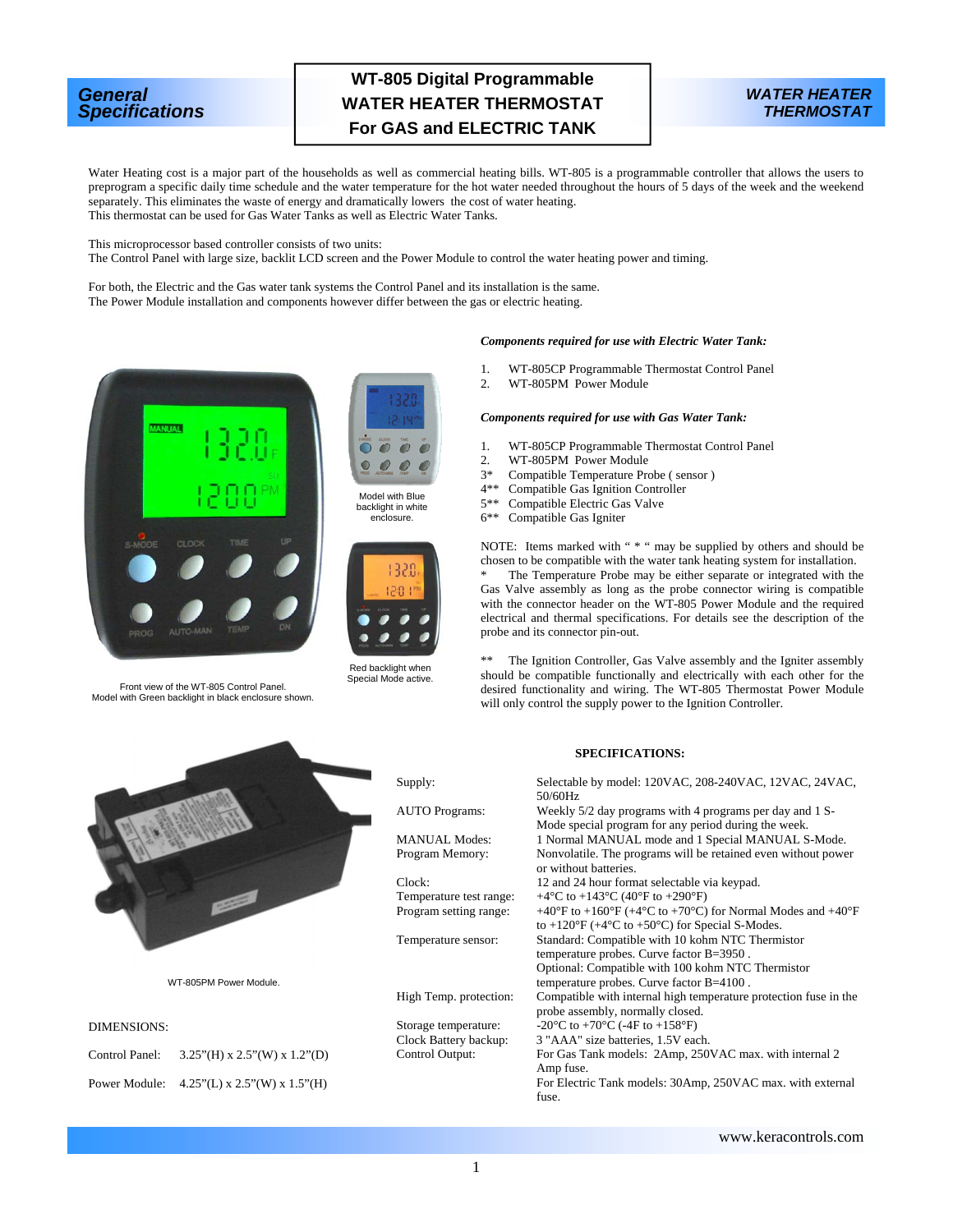# WT-805 Digital Programmable WATER HEATER THERMOSTAT For GAS and ELECTRIC TANK

**General Specifications** | **WATER HEATER THERMOSTAT**

Water Heating cost is a major part of the households as well as commercial heating bills. WT-805 is a programmable controller that allows the users to preprogram a specific daily time schedule and the water temperature for the hot water needed throughout the hours of 5 days of the week and the weekend separately. This eliminates the waste of energy and dramatically lowers the cost of water heating.
This thermostat can be used for Gas Water Tanks as well as Electric Water Tanks.

This microprocessor based controller consists of two units:
The Control Panel with large size, backlit LCD screen and the Power Module to control the water heating power and timing.

For both, the Electric and the Gas water tank systems the Control Panel and its installation is the same.
The Power Module installation and components however differ between the gas or electric heating.

Front view of the WT-805 Control Panel.
Model with Green backlight in black enclosure shown.

Model with Blue backlight in white enclosure.

Red backlight when Special Mode active.

***Components required for use with Electric Water Tank:***

1. WT-805CP Programmable Thermostat Control Panel
2. WT-805PM Power Module

***Components required for use with Gas Water Tank:***

1. WT-805CP Programmable Thermostat Control Panel
2. WT-805PM Power Module
3\* Compatible Temperature Probe ( sensor )
4\*\* Compatible Gas Ignition Controller
5\*\* Compatible Electric Gas Valve
6\*\* Compatible Gas Igniter

NOTE: Items marked with " * " may be supplied by others and should be chosen to be compatible with the water tank heating system for installation.
\* The Temperature Probe may be either separate or integrated with the Gas Valve assembly as long as the probe connector wiring is compatible with the connector header on the WT-805 Power Module and the required electrical and thermal specifications. For details see the description of the probe and its connector pin-out.

\*\* The Ignition Controller, Gas Valve assembly and the Igniter assembly should be compatible functionally and electrically with each other for the desired functionality and wiring. The WT-805 Thermostat Power Module will only control the supply power to the Ignition Controller.

WT-805PM Power Module.

DIMENSIONS:

Control Panel: 3.25"(H) x 2.5"(W) x 1.2"(D)

Power Module: 4.25"(L) x 2.5"(W) x 1.5"(H)

**SPECIFICATIONS:**

| | |
|---|---|
| Supply: | Selectable by model: 120VAC, 208-240VAC, 12VAC, 24VAC, 50/60Hz |
| AUTO Programs: | Weekly 5/2 day programs with 4 programs per day and 1 S-Mode special program for any period during the week. |
| MANUAL Modes: | 1 Normal MANUAL mode and 1 Special MANUAL S-Mode. |
| Program Memory: | Nonvolatile. The programs will be retained even without power or without batteries. |
| Clock: | 12 and 24 hour format selectable via keypad. |
| Temperature test range: | +4°C to +143°C (40°F to +290°F) |
| Program setting range: | +40°F to +160°F (+4°C to +70°C) for Normal Modes and +40°F to +120°F (+4°C to +50°C) for Special S-Modes. |
| Temperature sensor: | Standard: Compatible with 10 kohm NTC Thermistor temperature probes. Curve factor B=3950 . Optional: Compatible with 100 kohm NTC Thermistor temperature probes. Curve factor B=4100 . |
| High Temp. protection: | Compatible with internal high temperature protection fuse in the probe assembly, normally closed. |
| Storage temperature: | -20°C to +70°C (-4F to +158°F) |
| Clock Battery backup: | 3 "AAA" size batteries, 1.5V each. |
| Control Output: | For Gas Tank models: 2Amp, 250VAC max. with internal 2 Amp fuse. For Electric Tank models: 30Amp, 250VAC max. with external fuse. |

www.keracontrols.com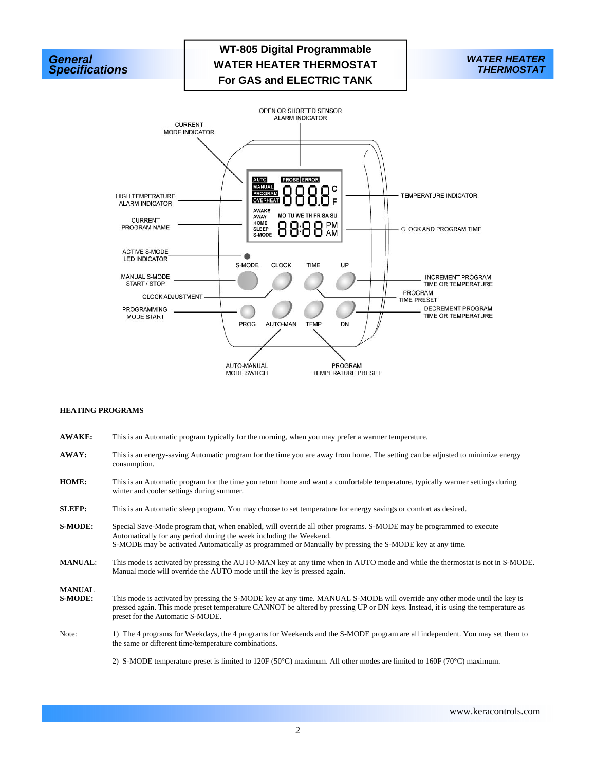# WT-805 Digital Programmable WATER HEATER THERMOSTAT For GAS and ELECTRIC TANK

OPEN OR SHORTED SENSOR ALARM INDICATOR

CURRENT MODE INDICATOR

HIGH TEMPERATURE ALARM INDICATOR

CURRENT PROGRAM NAME

TEMPERATURE INDICATOR

CLOCK AND PROGRAM TIME

ACTIVE S-MODE LED INDICATOR

MANUAL S-MODE START / STOP

CLOCK ADJUSTMENT

PROGRAMMING MODE START

INCREMENT PROGRAM TIME OR TEMPERATURE

PROGRAM TIME PRESET

DECREMENT PROGRAM TIME OR TEMPERATURE

AUTO-MANUAL MODE SWITCH

PROGRAM TEMPERATURE PRESET

**HEATING PROGRAMS**

**AWAKE:** This is an Automatic program typically for the morning, when you may prefer a warmer temperature.

**AWAY:** This is an energy-saving Automatic program for the time you are away from home. The setting can be adjusted to minimize energy consumption.

**HOME:** This is an Automatic program for the time you return home and want a comfortable temperature, typically warmer settings during winter and cooler settings during summer.

**SLEEP:** This is an Automatic sleep program. You may choose to set temperature for energy savings or comfort as desired.

**S-MODE:** Special Save-Mode program that, when enabled, will override all other programs. S-MODE may be programmed to execute Automatically for any period during the week including the Weekend.
S-MODE may be activated Automatically as programmed or Manually by pressing the S-MODE key at any time.

**MANUAL**: This mode is activated by pressing the AUTO-MAN key at any time when in AUTO mode and while the thermostat is not in S-MODE. Manual mode will override the AUTO mode until the key is pressed again.

**MANUAL S-MODE:** This mode is activated by pressing the S-MODE key at any time. MANUAL S-MODE will override any other mode until the key is pressed again. This mode preset temperature CANNOT be altered by pressing UP or DN keys. Instead, it is using the temperature as preset for the Automatic S-MODE.

Note:

1) The 4 programs for Weekdays, the 4 programs for Weekends and the S-MODE program are all independent. You may set them to the same or different time/temperature combinations.

2) S-MODE temperature preset is limited to 120F (50°C) maximum. All other modes are limited to 160F (70°C) maximum.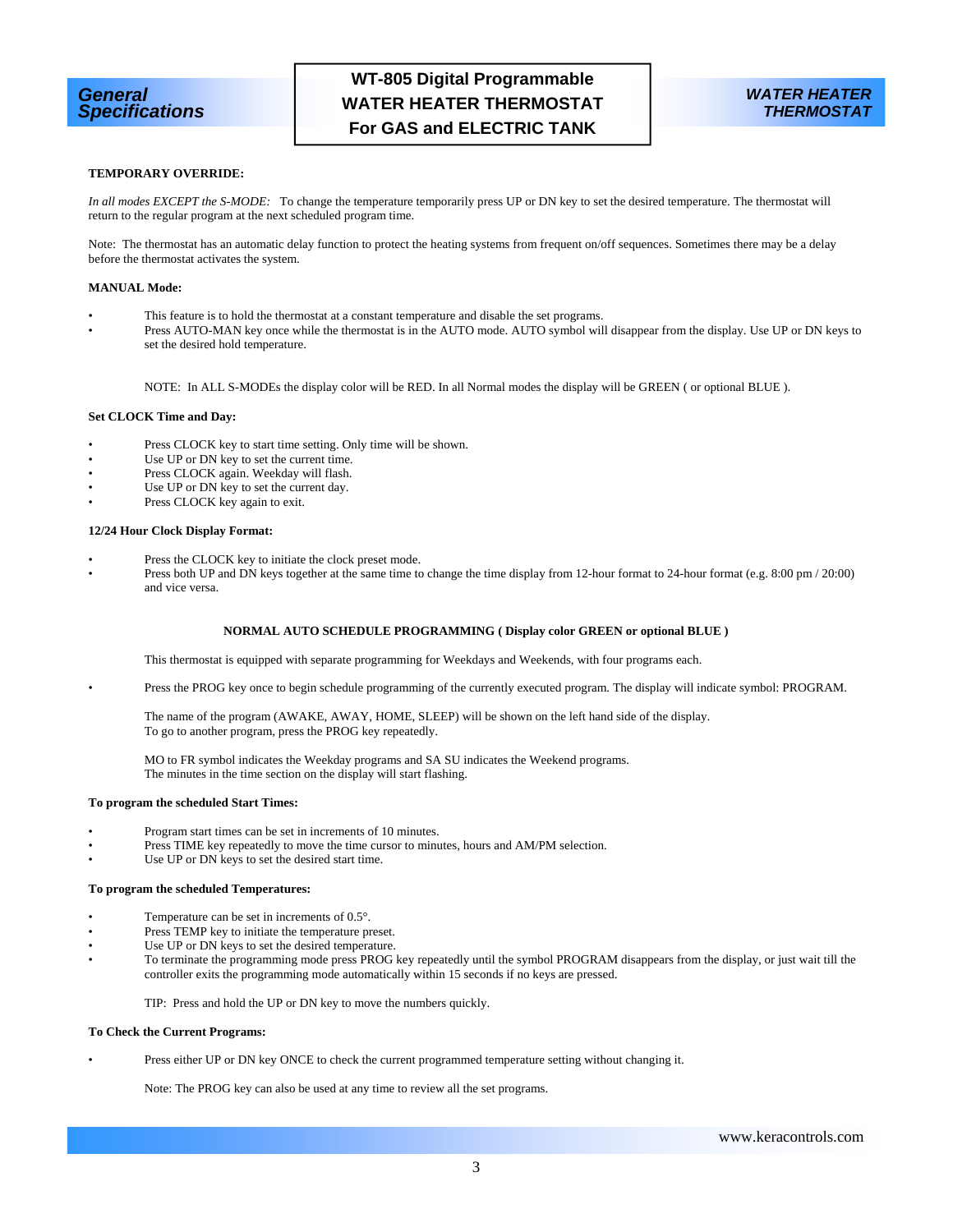### TEMPORARY OVERRIDE:

*In all modes EXCEPT the S-MODE:* To change the temperature temporarily press UP or DN key to set the desired temperature. The thermostat will return to the regular program at the next scheduled program time.

Note: The thermostat has an automatic delay function to protect the heating systems from frequent on/off sequences. Sometimes there may be a delay before the thermostat activates the system.

### MANUAL Mode:

- This feature is to hold the thermostat at a constant temperature and disable the set programs.
- Press AUTO-MAN key once while the thermostat is in the AUTO mode. AUTO symbol will disappear from the display. Use UP or DN keys to set the desired hold temperature.

NOTE: In ALL S-MODEs the display color will be RED. In all Normal modes the display will be GREEN ( or optional BLUE ).

### Set CLOCK Time and Day:

- Press CLOCK key to start time setting. Only time will be shown.
- Use UP or DN key to set the current time.
- Press CLOCK again. Weekday will flash.
- Use UP or DN key to set the current day.
- Press CLOCK key again to exit.

### 12/24 Hour Clock Display Format:

- Press the CLOCK key to initiate the clock preset mode.
- Press both UP and DN keys together at the same time to change the time display from 12-hour format to 24-hour format (e.g. 8:00 pm / 20:00) and vice versa.

### NORMAL AUTO SCHEDULE PROGRAMMING ( Display color GREEN or optional BLUE )

This thermostat is equipped with separate programming for Weekdays and Weekends, with four programs each.

- Press the PROG key once to begin schedule programming of the currently executed program. The display will indicate symbol: PROGRAM.

The name of the program (AWAKE, AWAY, HOME, SLEEP) will be shown on the left hand side of the display.
To go to another program, press the PROG key repeatedly.

MO to FR symbol indicates the Weekday programs and SA SU indicates the Weekend programs.
The minutes in the time section on the display will start flashing.

### To program the scheduled Start Times:

- Program start times can be set in increments of 10 minutes.
- Press TIME key repeatedly to move the time cursor to minutes, hours and AM/PM selection.
- Use UP or DN keys to set the desired start time.

### To program the scheduled Temperatures:

- Temperature can be set in increments of 0.5°.
- Press TEMP key to initiate the temperature preset.
- Use UP or DN keys to set the desired temperature.
- To terminate the programming mode press PROG key repeatedly until the symbol PROGRAM disappears from the display, or just wait till the controller exits the programming mode automatically within 15 seconds if no keys are pressed.

TIP: Press and hold the UP or DN key to move the numbers quickly.

### To Check the Current Programs:

- Press either UP or DN key ONCE to check the current programmed temperature setting without changing it.

Note: The PROG key can also be used at any time to review all the set programs.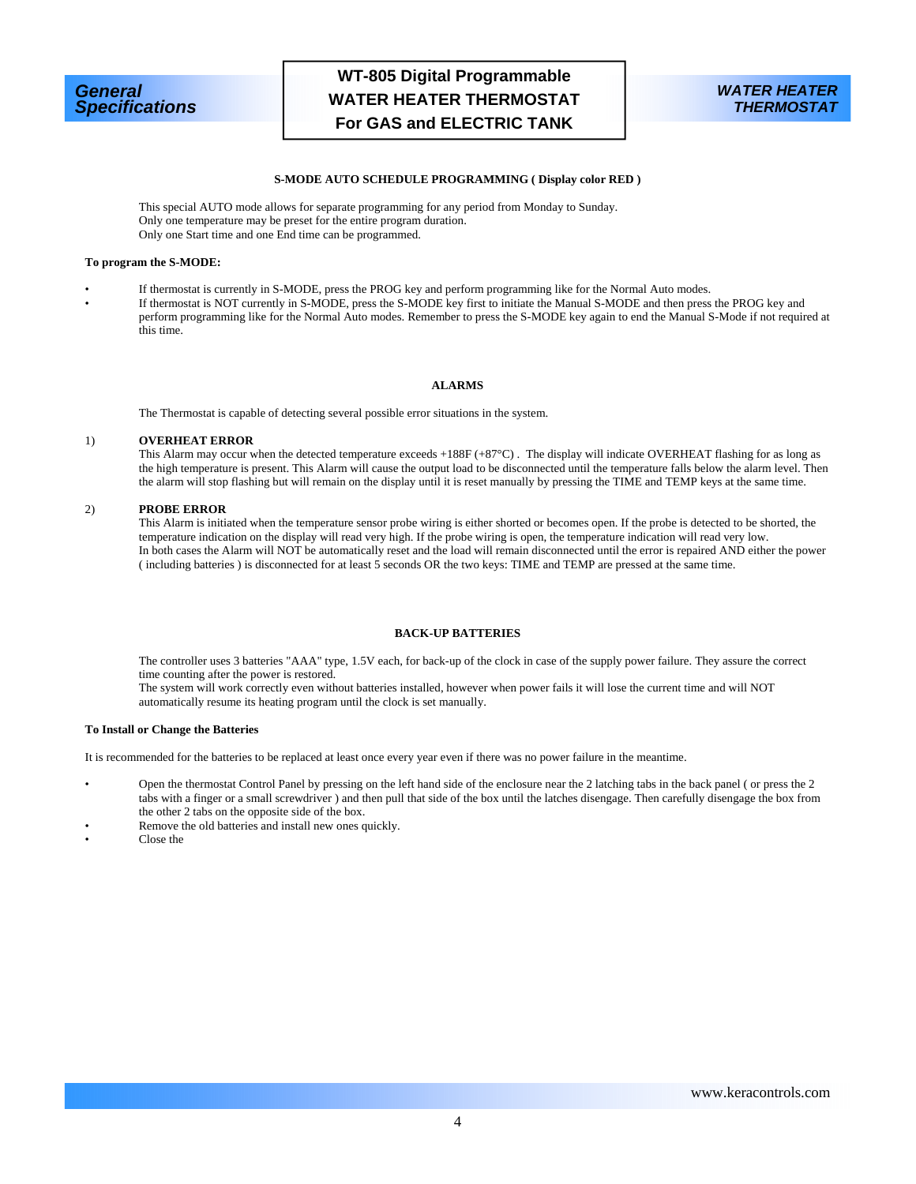### S-MODE AUTO SCHEDULE PROGRAMMING ( Display color RED )

This special AUTO mode allows for separate programming for any period from Monday to Sunday.
Only one temperature may be preset for the entire program duration.
Only one Start time and one End time can be programmed.

**To program the S-MODE:**

- If thermostat is currently in S-MODE, press the PROG key and perform programming like for the Normal Auto modes.
- If thermostat is NOT currently in S-MODE, press the S-MODE key first to initiate the Manual S-MODE and then press the PROG key and perform programming like for the Normal Auto modes. Remember to press the S-MODE key again to end the Manual S-Mode if not required at this time.

### ALARMS

The Thermostat is capable of detecting several possible error situations in the system.

1) **OVERHEAT ERROR**
This Alarm may occur when the detected temperature exceeds +188F (+87°C) . The display will indicate OVERHEAT flashing for as long as the high temperature is present. This Alarm will cause the output load to be disconnected until the temperature falls below the alarm level. Then the alarm will stop flashing but will remain on the display until it is reset manually by pressing the TIME and TEMP keys at the same time.

2) **PROBE ERROR**
This Alarm is initiated when the temperature sensor probe wiring is either shorted or becomes open. If the probe is detected to be shorted, the temperature indication on the display will read very high. If the probe wiring is open, the temperature indication will read very low.
In both cases the Alarm will NOT be automatically reset and the load will remain disconnected until the error is repaired AND either the power ( including batteries ) is disconnected for at least 5 seconds OR the two keys: TIME and TEMP are pressed at the same time.

### BACK-UP BATTERIES

The controller uses 3 batteries "AAA" type, 1.5V each, for back-up of the clock in case of the supply power failure. They assure the correct time counting after the power is restored.
The system will work correctly even without batteries installed, however when power fails it will lose the current time and will NOT automatically resume its heating program until the clock is set manually.

**To Install or Change the Batteries**

It is recommended for the batteries to be replaced at least once every year even if there was no power failure in the meantime.

- Open the thermostat Control Panel by pressing on the left hand side of the enclosure near the 2 latching tabs in the back panel ( or press the 2 tabs with a finger or a small screwdriver ) and then pull that side of the box until the latches disengage. Then carefully disengage the box from the other 2 tabs on the opposite side of the box.
- Remove the old batteries and install new ones quickly.
- Close the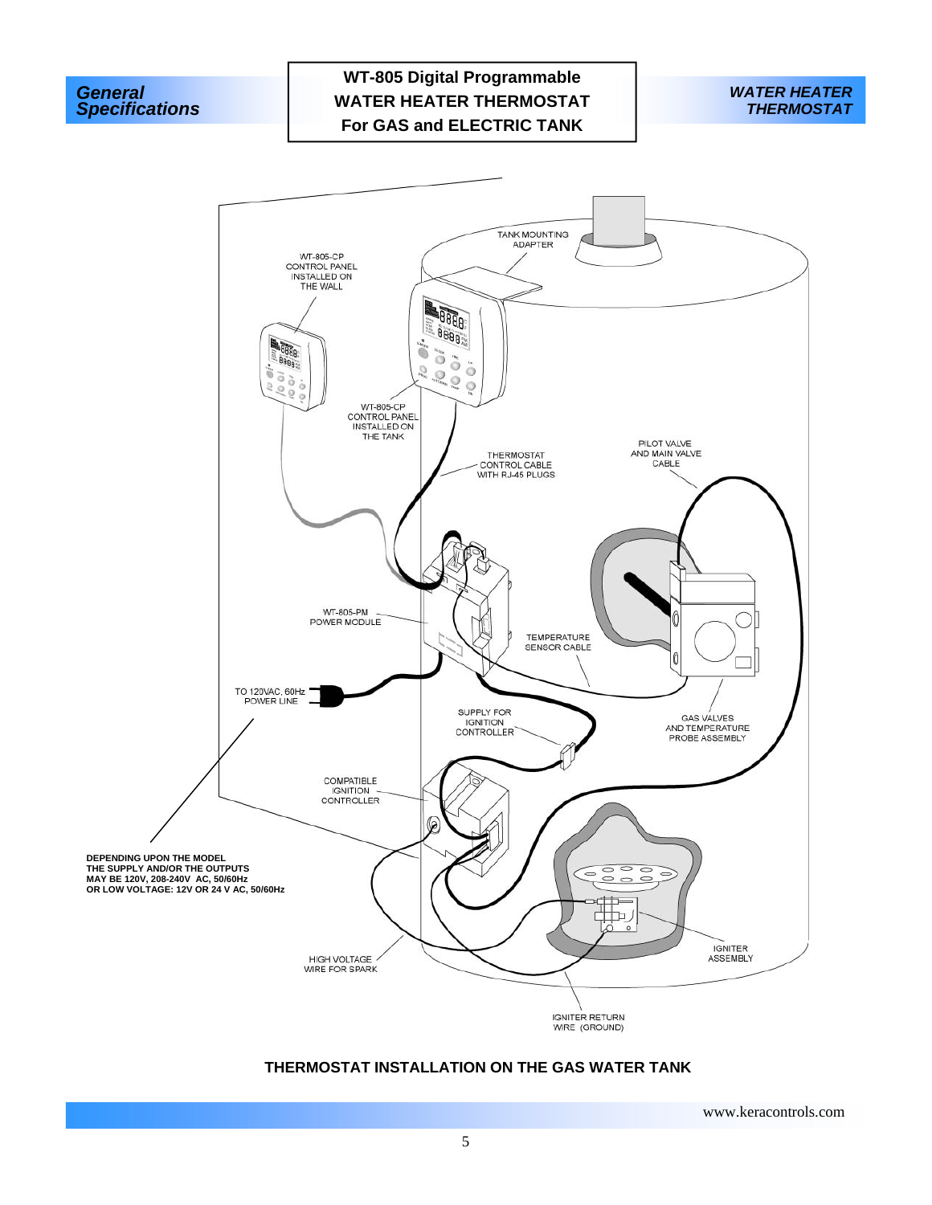# WT-805 Digital Programmable WATER HEATER THERMOSTAT For GAS and ELECTRIC TANK

TANK MOUNTING ADAPTER

WT-805-CP CONTROL PANEL INSTALLED ON THE WALL

WT-805-CP CONTROL PANEL INSTALLED ON THE TANK

THERMOSTAT CONTROL CABLE WITH RJ-45 PLUGS

PILOT VALVE AND MAIN VALVE CABLE

WT-805-PM POWER MODULE

TEMPERATURE SENSOR CABLE

TO 120VAC, 60Hz POWER LINE

SUPPLY FOR IGNITION CONTROLLER

GAS VALVES AND TEMPERATURE PROBE ASSEMBLY

COMPATIBLE IGNITION CONTROLLER

**DEPENDING UPON THE MODEL THE SUPPLY AND/OR THE OUTPUTS MAY BE 120V, 208-240V AC, 50/60Hz OR LOW VOLTAGE: 12V OR 24 V AC, 50/60Hz**

HIGH VOLTAGE WIRE FOR SPARK

IGNITER ASSEMBLY

IGNITER RETURN WIRE (GROUND)

**THERMOSTAT INSTALLATION ON THE GAS WATER TANK**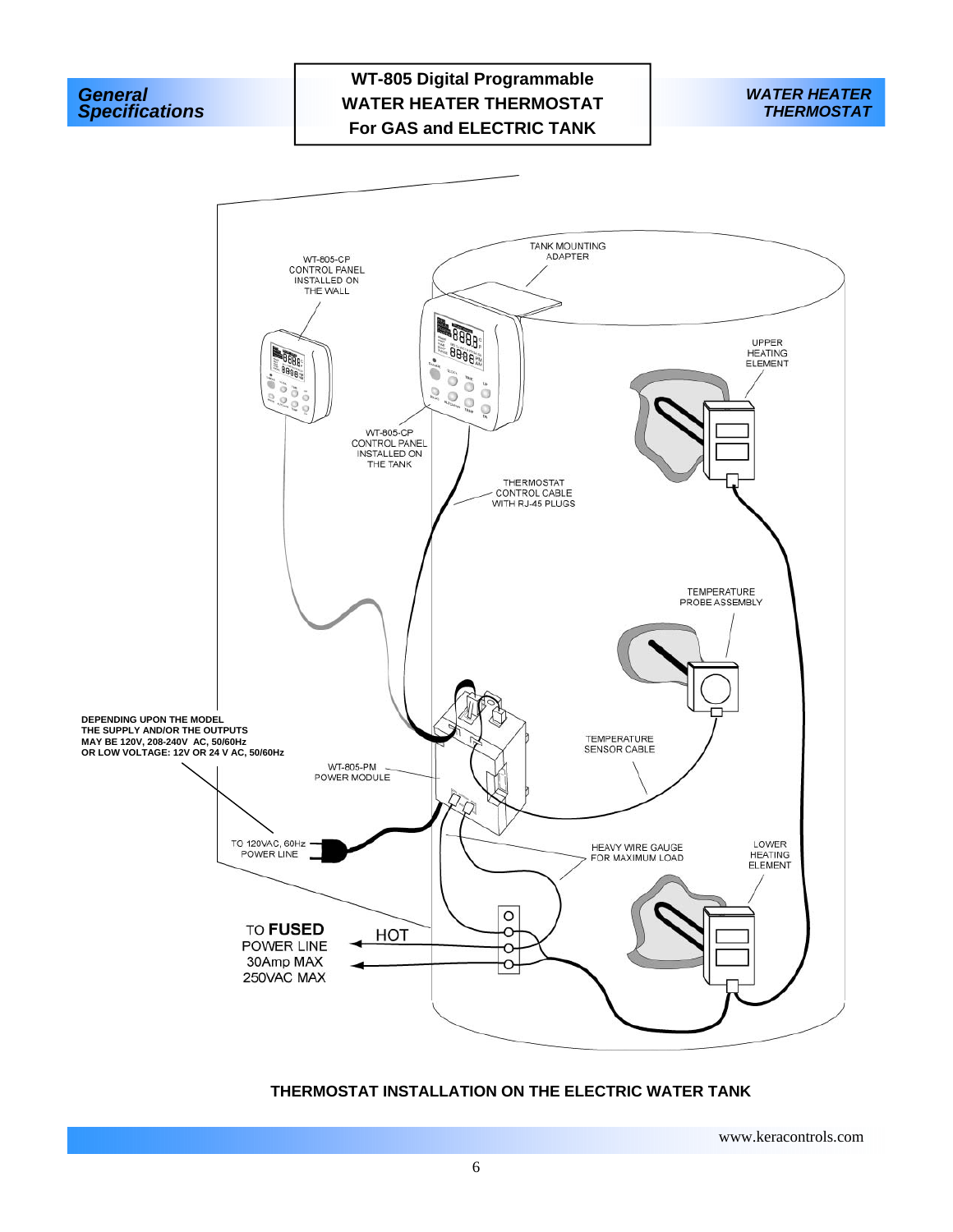# WT-805 Digital Programmable WATER HEATER THERMOSTAT For GAS and ELECTRIC TANK

WT-805-CP CONTROL PANEL INSTALLED ON THE WALL

TANK MOUNTING ADAPTER

UPPER HEATING ELEMENT

WT-805-CP CONTROL PANEL INSTALLED ON THE TANK

THERMOSTAT CONTROL CABLE WITH RJ-45 PLUGS

TEMPERATURE PROBE ASSEMBLY

**DEPENDING UPON THE MODEL THE SUPPLY AND/OR THE OUTPUTS MAY BE 120V, 208-240V AC, 50/60Hz OR LOW VOLTAGE: 12V OR 24 V AC, 50/60Hz**

WT-805-PM POWER MODULE

TEMPERATURE SENSOR CABLE

TO 120VAC, 60Hz POWER LINE

HEAVY WIRE GAUGE FOR MAXIMUM LOAD

LOWER HEATING ELEMENT

TO **FUSED** POWER LINE 30Amp MAX 250VAC MAX

HOT

**THERMOSTAT INSTALLATION ON THE ELECTRIC WATER TANK**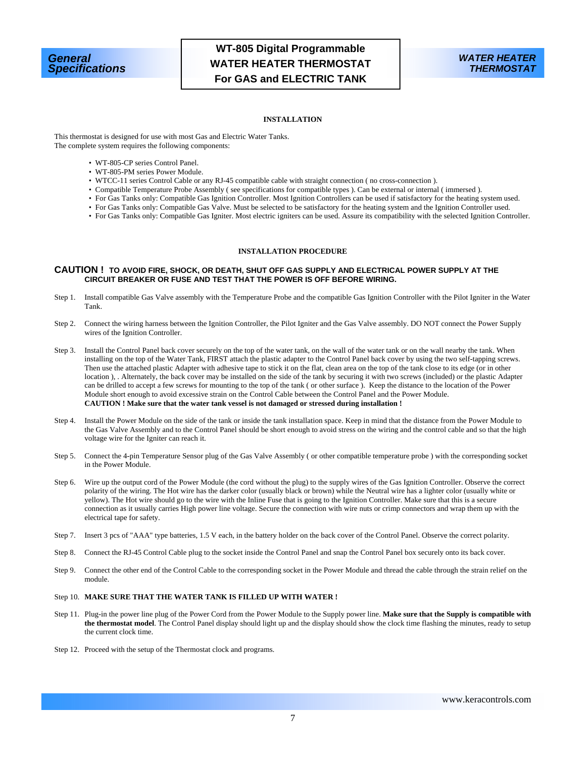## INSTALLATION

This thermostat is designed for use with most Gas and Electric Water Tanks.
The complete system requires the following components:

- WT-805-CP series Control Panel.
- WT-805-PM series Power Module.
- WTCC-11 series Control Cable or any RJ-45 compatible cable with straight connection ( no cross-connection ).
- Compatible Temperature Probe Assembly ( see specifications for compatible types ). Can be external or internal ( immersed ).
- For Gas Tanks only: Compatible Gas Ignition Controller. Most Ignition Controllers can be used if satisfactory for the heating system used.
- For Gas Tanks only: Compatible Gas Valve. Must be selected to be satisfactory for the heating system and the Ignition Controller used.
- For Gas Tanks only: Compatible Gas Igniter. Most electric igniters can be used. Assure its compatibility with the selected Ignition Controller.

## INSTALLATION PROCEDURE

**CAUTION ! TO AVOID FIRE, SHOCK, OR DEATH, SHUT OFF GAS SUPPLY AND ELECTRICAL POWER SUPPLY AT THE CIRCUIT BREAKER OR FUSE AND TEST THAT THE POWER IS OFF BEFORE WIRING.**

Step 1. Install compatible Gas Valve assembly with the Temperature Probe and the compatible Gas Ignition Controller with the Pilot Igniter in the Water Tank.

Step 2. Connect the wiring harness between the Ignition Controller, the Pilot Igniter and the Gas Valve assembly. DO NOT connect the Power Supply wires of the Ignition Controller.

Step 3. Install the Control Panel back cover securely on the top of the water tank, on the wall of the water tank or on the wall nearby the tank. When installing on the top of the Water Tank, FIRST attach the plastic adapter to the Control Panel back cover by using the two self-tapping screws. Then use the attached plastic Adapter with adhesive tape to stick it on the flat, clean area on the top of the tank close to its edge (or in other location ), . Alternately, the back cover may be installed on the side of the tank by securing it with two screws (included) or the plastic Adapter can be drilled to accept a few screws for mounting to the top of the tank ( or other surface ). Keep the distance to the location of the Power Module short enough to avoid excessive strain on the Control Cable between the Control Panel and the Power Module.
**CAUTION ! Make sure that the water tank vessel is not damaged or stressed during installation !**

Step 4. Install the Power Module on the side of the tank or inside the tank installation space. Keep in mind that the distance from the Power Module to the Gas Valve Assembly and to the Control Panel should be short enough to avoid stress on the wiring and the control cable and so that the high voltage wire for the Igniter can reach it.

Step 5. Connect the 4-pin Temperature Sensor plug of the Gas Valve Assembly ( or other compatible temperature probe ) with the corresponding socket in the Power Module.

Step 6. Wire up the output cord of the Power Module (the cord without the plug) to the supply wires of the Gas Ignition Controller. Observe the correct polarity of the wiring. The Hot wire has the darker color (usually black or brown) while the Neutral wire has a lighter color (usually white or yellow). The Hot wire should go to the wire with the Inline Fuse that is going to the Ignition Controller. Make sure that this is a secure connection as it usually carries High power line voltage. Secure the connection with wire nuts or crimp connectors and wrap them up with the electrical tape for safety.

Step 7. Insert 3 pcs of "AAA" type batteries, 1.5 V each, in the battery holder on the back cover of the Control Panel. Observe the correct polarity.

Step 8. Connect the RJ-45 Control Cable plug to the socket inside the Control Panel and snap the Control Panel box securely onto its back cover.

Step 9. Connect the other end of the Control Cable to the corresponding socket in the Power Module and thread the cable through the strain relief on the module.

Step 10. **MAKE SURE THAT THE WATER TANK IS FILLED UP WITH WATER !**

Step 11. Plug-in the power line plug of the Power Cord from the Power Module to the Supply power line. **Make sure that the Supply is compatible with the thermostat model**. The Control Panel display should light up and the display should show the clock time flashing the minutes, ready to setup the current clock time.

Step 12. Proceed with the setup of the Thermostat clock and programs.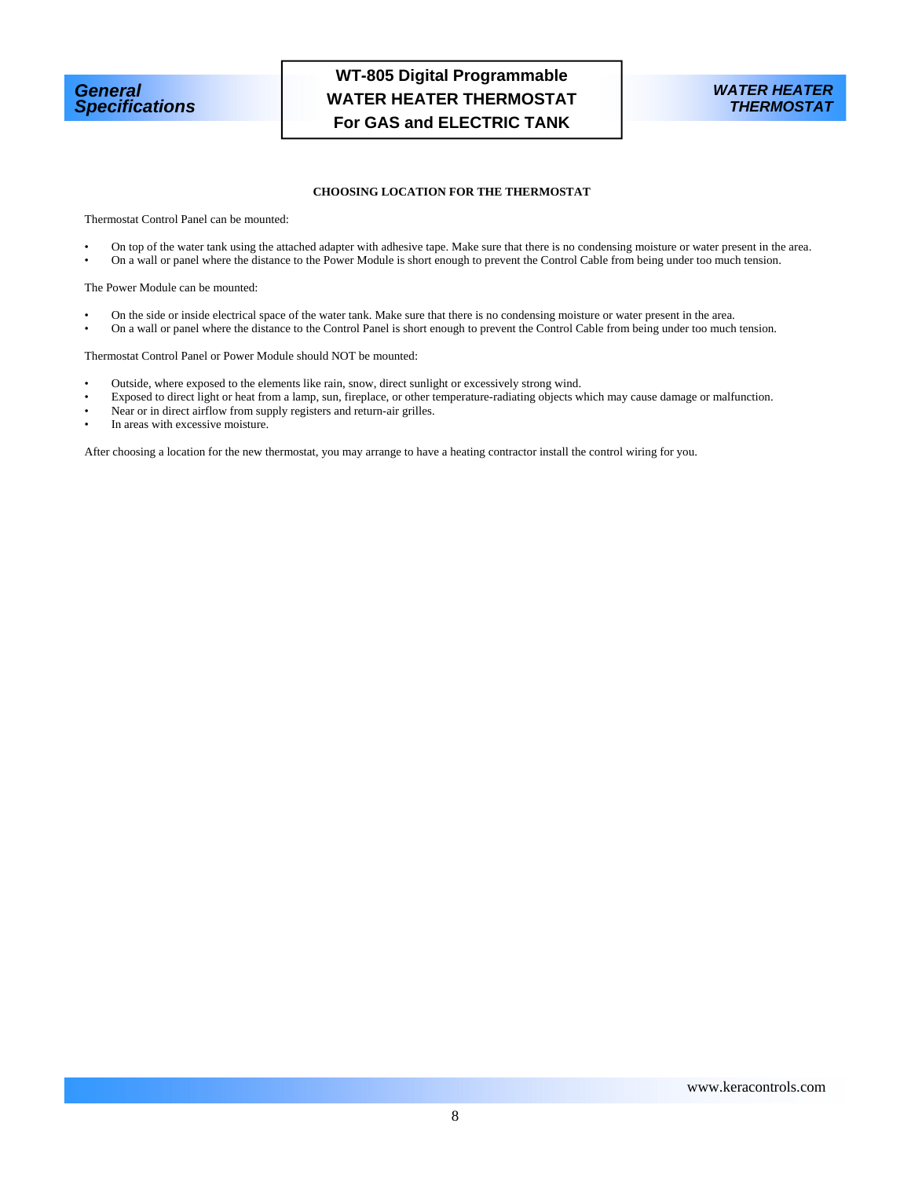## CHOOSING LOCATION FOR THE THERMOSTAT

Thermostat Control Panel can be mounted:

- On top of the water tank using the attached adapter with adhesive tape. Make sure that there is no condensing moisture or water present in the area.
- On a wall or panel where the distance to the Power Module is short enough to prevent the Control Cable from being under too much tension.

The Power Module can be mounted:

- On the side or inside electrical space of the water tank. Make sure that there is no condensing moisture or water present in the area.
- On a wall or panel where the distance to the Control Panel is short enough to prevent the Control Cable from being under too much tension.

Thermostat Control Panel or Power Module should NOT be mounted:

- Outside, where exposed to the elements like rain, snow, direct sunlight or excessively strong wind.
- Exposed to direct light or heat from a lamp, sun, fireplace, or other temperature-radiating objects which may cause damage or malfunction.
- Near or in direct airflow from supply registers and return-air grilles.
- In areas with excessive moisture.

After choosing a location for the new thermostat, you may arrange to have a heating contractor install the control wiring for you.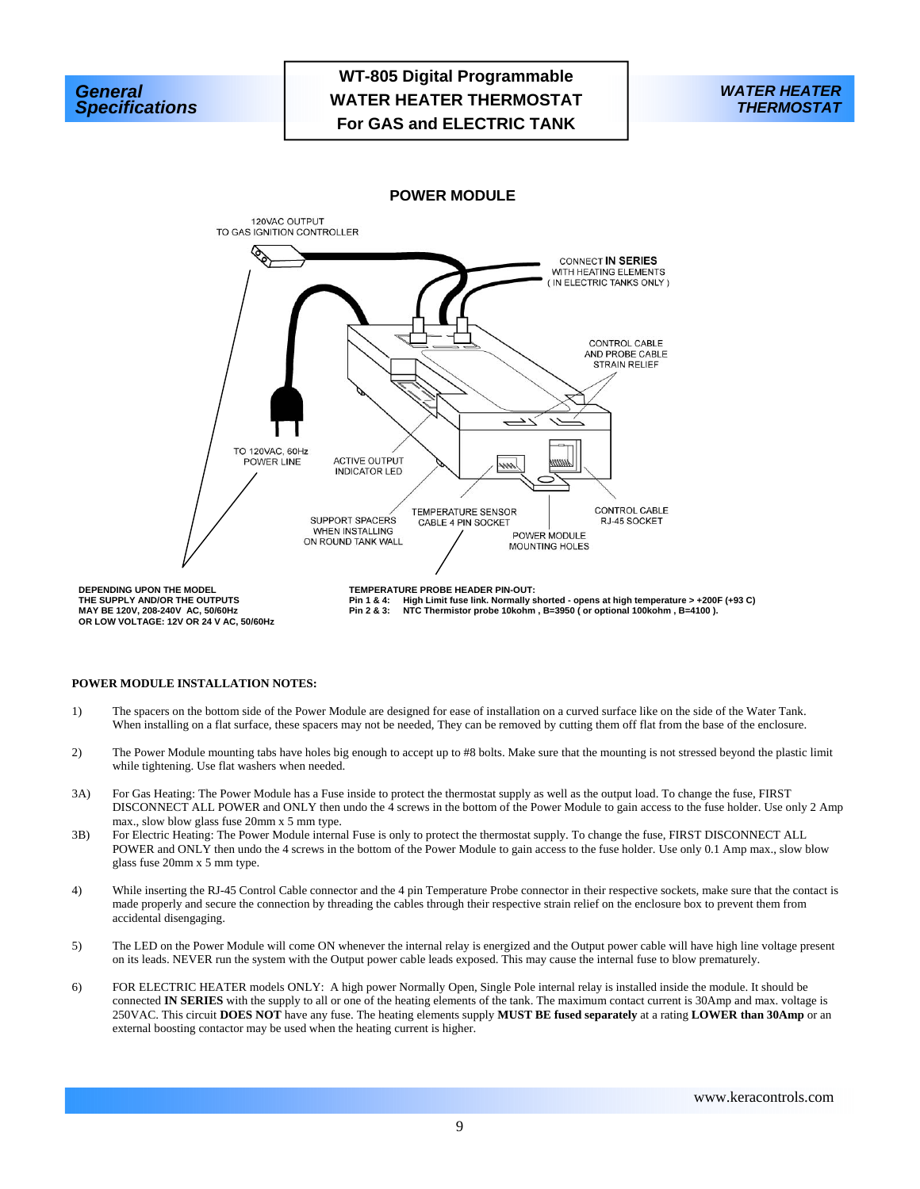**General Specifications**

# WT-805 Digital Programmable WATER HEATER THERMOSTAT For GAS and ELECTRIC TANK

**WATER HEATER THERMOSTAT**

## POWER MODULE

120VAC OUTPUT TO GAS IGNITION CONTROLLER

CONNECT **IN SERIES** WITH HEATING ELEMENTS ( IN ELECTRIC TANKS ONLY )

CONTROL CABLE AND PROBE CABLE STRAIN RELIEF

TO 120VAC, 60Hz POWER LINE

ACTIVE OUTPUT INDICATOR LED

SUPPORT SPACERS WHEN INSTALLING ON ROUND TANK WALL

TEMPERATURE SENSOR CABLE 4 PIN SOCKET

POWER MODULE MOUNTING HOLES

CONTROL CABLE RJ-45 SOCKET

**DEPENDING UPON THE MODEL THE SUPPLY AND/OR THE OUTPUTS MAY BE 120V, 208-240V AC, 50/60Hz OR LOW VOLTAGE: 12V OR 24 V AC, 50/60Hz**

**TEMPERATURE PROBE HEADER PIN-OUT:**
**Pin 1 & 4: High Limit fuse link. Normally shorted - opens at high temperature > +200F (+93 C)**
**Pin 2 & 3: NTC Thermistor probe 10kohm , B=3950 ( or optional 100kohm , B=4100 ).**

**POWER MODULE INSTALLATION NOTES:**

1) The spacers on the bottom side of the Power Module are designed for ease of installation on a curved surface like on the side of the Water Tank. When installing on a flat surface, these spacers may not be needed, They can be removed by cutting them off flat from the base of the enclosure.

2) The Power Module mounting tabs have holes big enough to accept up to #8 bolts. Make sure that the mounting is not stressed beyond the plastic limit while tightening. Use flat washers when needed.

3A) For Gas Heating: The Power Module has a Fuse inside to protect the thermostat supply as well as the output load. To change the fuse, FIRST DISCONNECT ALL POWER and ONLY then undo the 4 screws in the bottom of the Power Module to gain access to the fuse holder. Use only 2 Amp max., slow blow glass fuse 20mm x 5 mm type.

3B) For Electric Heating: The Power Module internal Fuse is only to protect the thermostat supply. To change the fuse, FIRST DISCONNECT ALL POWER and ONLY then undo the 4 screws in the bottom of the Power Module to gain access to the fuse holder. Use only 0.1 Amp max., slow blow glass fuse 20mm x 5 mm type.

4) While inserting the RJ-45 Control Cable connector and the 4 pin Temperature Probe connector in their respective sockets, make sure that the contact is made properly and secure the connection by threading the cables through their respective strain relief on the enclosure box to prevent them from accidental disengaging.

5) The LED on the Power Module will come ON whenever the internal relay is energized and the Output power cable will have high line voltage present on its leads. NEVER run the system with the Output power cable leads exposed. This may cause the internal fuse to blow prematurely.

6) FOR ELECTRIC HEATER models ONLY: A high power Normally Open, Single Pole internal relay is installed inside the module. It should be connected **IN SERIES** with the supply to all or one of the heating elements of the tank. The maximum contact current is 30Amp and max. voltage is 250VAC. This circuit **DOES NOT** have any fuse. The heating elements supply **MUST BE fused separately** at a rating **LOWER than 30Amp** or an external boosting contactor may be used when the heating current is higher.

www.keracontrols.com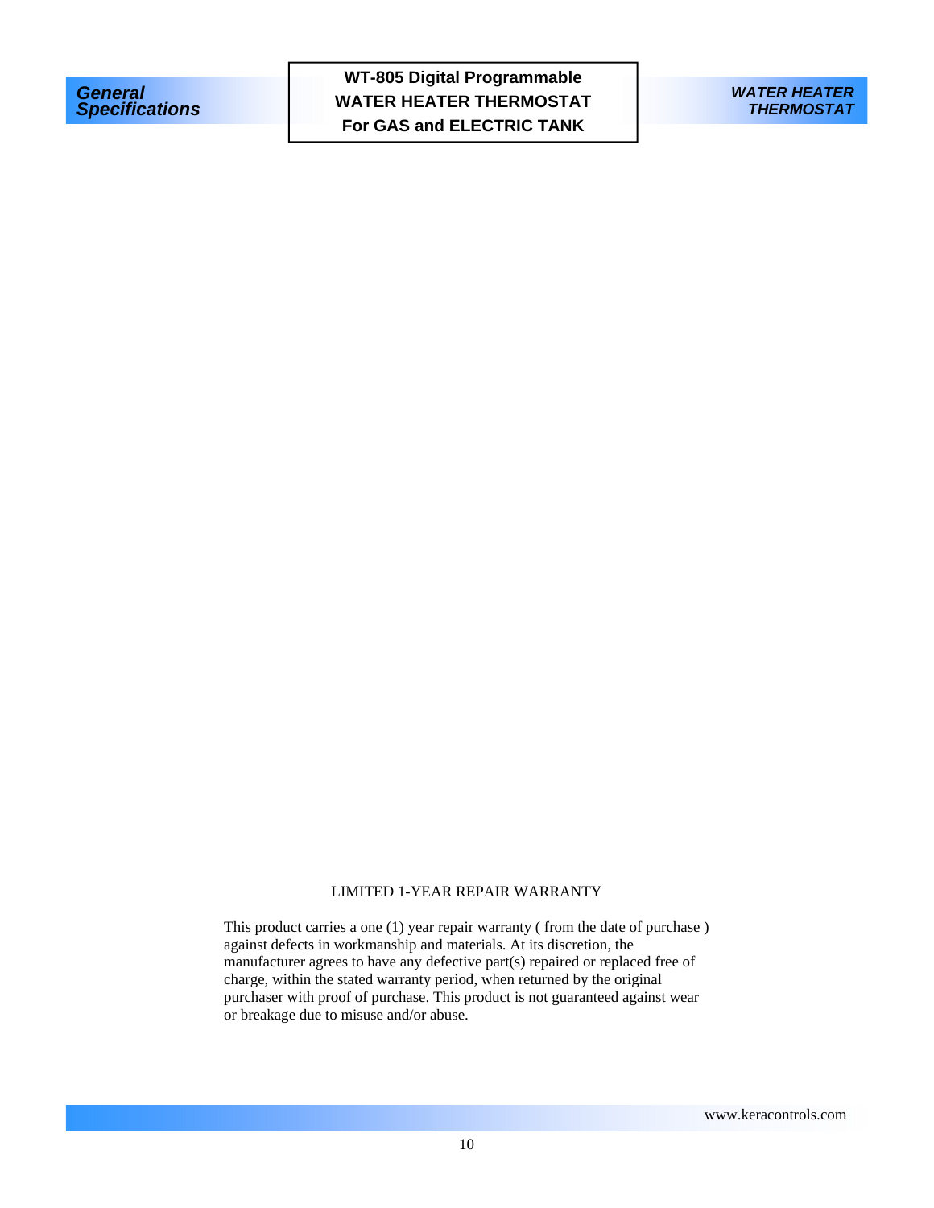LIMITED 1-YEAR REPAIR WARRANTY

This product carries a one (1) year repair warranty ( from the date of purchase ) against defects in workmanship and materials. At its discretion, the manufacturer agrees to have any defective part(s) repaired or replaced free of charge, within the stated warranty period, when returned by the original purchaser with proof of purchase. This product is not guaranteed against wear or breakage due to misuse and/or abuse.